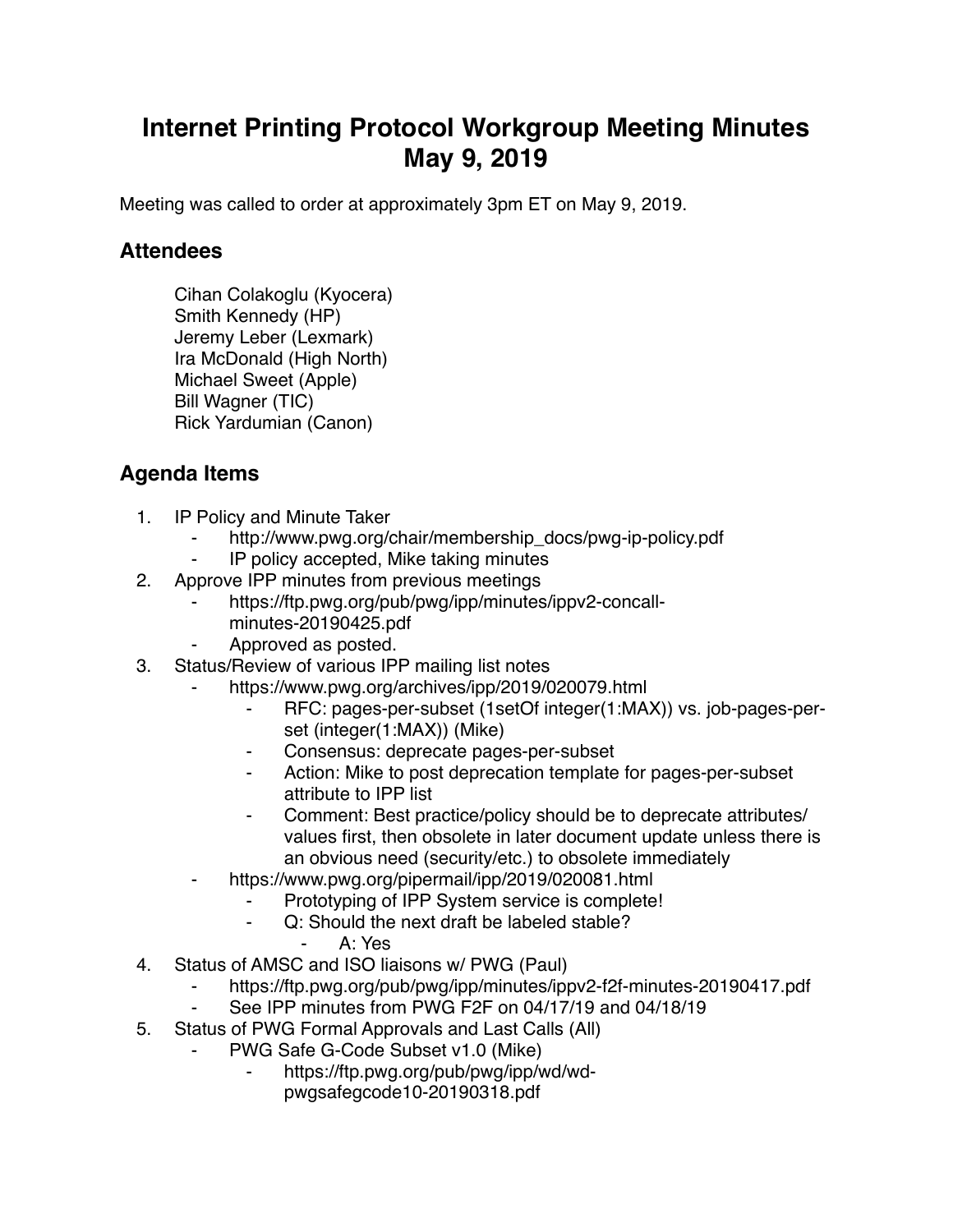# Internet Printing Protocol Workgroup Meeting Minutes
# May 9, 2019

Meeting was called to order at approximately 3pm ET on May 9, 2019.

## Attendees

Cihan Colakoglu (Kyocera)
Smith Kennedy (HP)
Jeremy Leber (Lexmark)
Ira McDonald (High North)
Michael Sweet (Apple)
Bill Wagner (TIC)
Rick Yardumian (Canon)

## Agenda Items

1. IP Policy and Minute Taker
    - http://www.pwg.org/chair/membership_docs/pwg-ip-policy.pdf
    - IP policy accepted, Mike taking minutes
2. Approve IPP minutes from previous meetings
    - https://ftp.pwg.org/pub/pwg/ipp/minutes/ippv2-concall-minutes-20190425.pdf
    - Approved as posted.
3. Status/Review of various IPP mailing list notes
    - https://www.pwg.org/archives/ipp/2019/020079.html
        - RFC: pages-per-subset (1setOf integer(1:MAX)) vs. job-pages-per-set (integer(1:MAX)) (Mike)
        - Consensus: deprecate pages-per-subset
        - Action: Mike to post deprecation template for pages-per-subset attribute to IPP list
        - Comment: Best practice/policy should be to deprecate attributes/values first, then obsolete in later document update unless there is an obvious need (security/etc.) to obsolete immediately
    - https://www.pwg.org/pipermail/ipp/2019/020081.html
        - Prototyping of IPP System service is complete!
        - Q: Should the next draft be labeled stable?
            - A: Yes
4. Status of AMSC and ISO liaisons w/ PWG (Paul)
    - https://ftp.pwg.org/pub/pwg/ipp/minutes/ippv2-f2f-minutes-20190417.pdf
    - See IPP minutes from PWG F2F on 04/17/19 and 04/18/19
5. Status of PWG Formal Approvals and Last Calls (All)
    - PWG Safe G-Code Subset v1.0 (Mike)
        - https://ftp.pwg.org/pub/pwg/ipp/wd/wd-pwgsafegcode10-20190318.pdf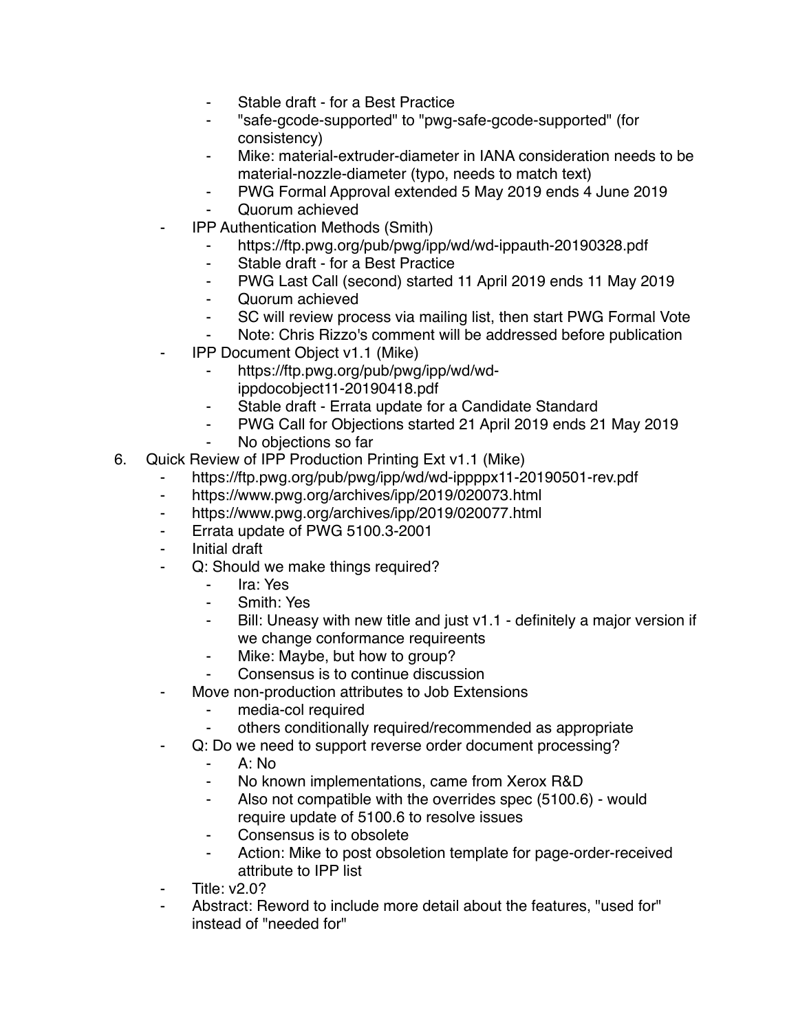- Stable draft - for a Best Practice
        - "safe-gcode-supported" to "pwg-safe-gcode-supported" (for consistency)
        - Mike: material-extruder-diameter in IANA consideration needs to be material-nozzle-diameter (typo, needs to match text)
        - PWG Formal Approval extended 5 May 2019 ends 4 June 2019
        - Quorum achieved
    - IPP Authentication Methods (Smith)
        - https://ftp.pwg.org/pub/pwg/ipp/wd/wd-ippauth-20190328.pdf
        - Stable draft - for a Best Practice
        - PWG Last Call (second) started 11 April 2019 ends 11 May 2019
        - Quorum achieved
        - SC will review process via mailing list, then start PWG Formal Vote
        - Note: Chris Rizzo's comment will be addressed before publication
    - IPP Document Object v1.1 (Mike)
        - https://ftp.pwg.org/pub/pwg/ipp/wd/wd-ippdocobject11-20190418.pdf
        - Stable draft - Errata update for a Candidate Standard
        - PWG Call for Objections started 21 April 2019 ends 21 May 2019
        - No objections so far

6. Quick Review of IPP Production Printing Ext v1.1 (Mike)
    - https://ftp.pwg.org/pub/pwg/ipp/wd/wd-ippppx11-20190501-rev.pdf
    - https://www.pwg.org/archives/ipp/2019/020073.html
    - https://www.pwg.org/archives/ipp/2019/020077.html
    - Errata update of PWG 5100.3-2001
    - Initial draft
    - Q: Should we make things required?
        - Ira: Yes
        - Smith: Yes
        - Bill: Uneasy with new title and just v1.1 - definitely a major version if we change conformance requireents
        - Mike: Maybe, but how to group?
        - Consensus is to continue discussion
    - Move non-production attributes to Job Extensions
        - media-col required
        - others conditionally required/recommended as appropriate
    - Q: Do we need to support reverse order document processing?
        - A: No
        - No known implementations, came from Xerox R&D
        - Also not compatible with the overrides spec (5100.6) - would require update of 5100.6 to resolve issues
        - Consensus is to obsolete
        - Action: Mike to post obsoletion template for page-order-received attribute to IPP list
    - Title: v2.0?
    - Abstract: Reword to include more detail about the features, "used for" instead of "needed for"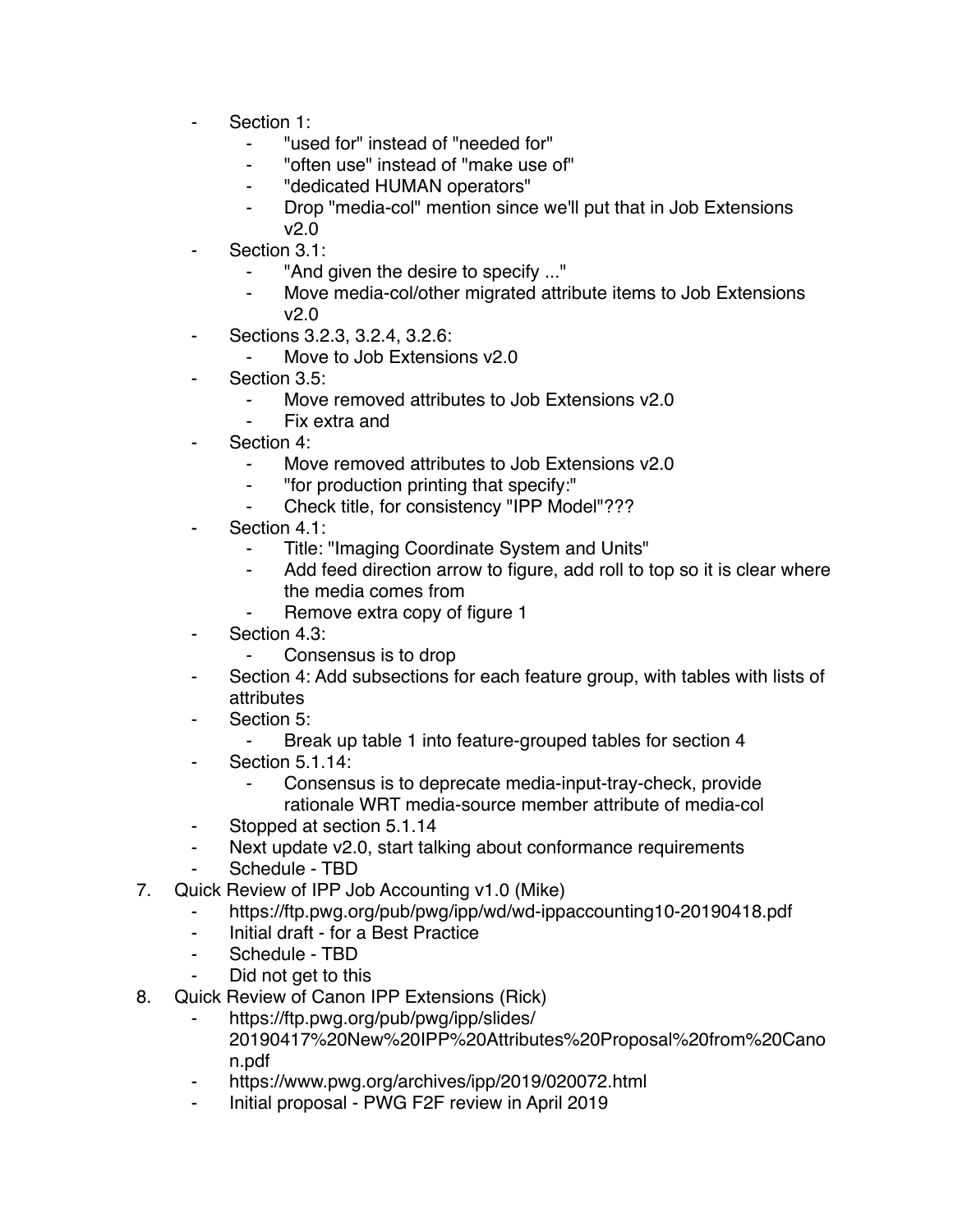- Section 1:
    - "used for" instead of "needed for"
    - "often use" instead of "make use of"
    - "dedicated HUMAN operators"
    - Drop "media-col" mention since we'll put that in Job Extensions v2.0
- Section 3.1:
    - "And given the desire to specify ..."
    - Move media-col/other migrated attribute items to Job Extensions v2.0
- Sections 3.2.3, 3.2.4, 3.2.6:
    - Move to Job Extensions v2.0
- Section 3.5:
    - Move removed attributes to Job Extensions v2.0
    - Fix extra and
- Section 4:
    - Move removed attributes to Job Extensions v2.0
    - "for production printing that specify:"
    - Check title, for consistency "IPP Model"???
- Section 4.1:
    - Title: "Imaging Coordinate System and Units"
    - Add feed direction arrow to figure, add roll to top so it is clear where the media comes from
    - Remove extra copy of figure 1
- Section 4.3:
    - Consensus is to drop
- Section 4: Add subsections for each feature group, with tables with lists of attributes
- Section 5:
    - Break up table 1 into feature-grouped tables for section 4
- Section 5.1.14:
    - Consensus is to deprecate media-input-tray-check, provide rationale WRT media-source member attribute of media-col
- Stopped at section 5.1.14
- Next update v2.0, start talking about conformance requirements
- Schedule - TBD

7. Quick Review of IPP Job Accounting v1.0 (Mike)
    - https://ftp.pwg.org/pub/pwg/ipp/wd/wd-ippaccounting10-20190418.pdf
    - Initial draft - for a Best Practice
    - Schedule - TBD
    - Did not get to this
8. Quick Review of Canon IPP Extensions (Rick)
    - https://ftp.pwg.org/pub/pwg/ipp/slides/20190417%20New%20IPP%20Attributes%20Proposal%20from%20Canon.pdf
    - https://www.pwg.org/archives/ipp/2019/020072.html
    - Initial proposal - PWG F2F review in April 2019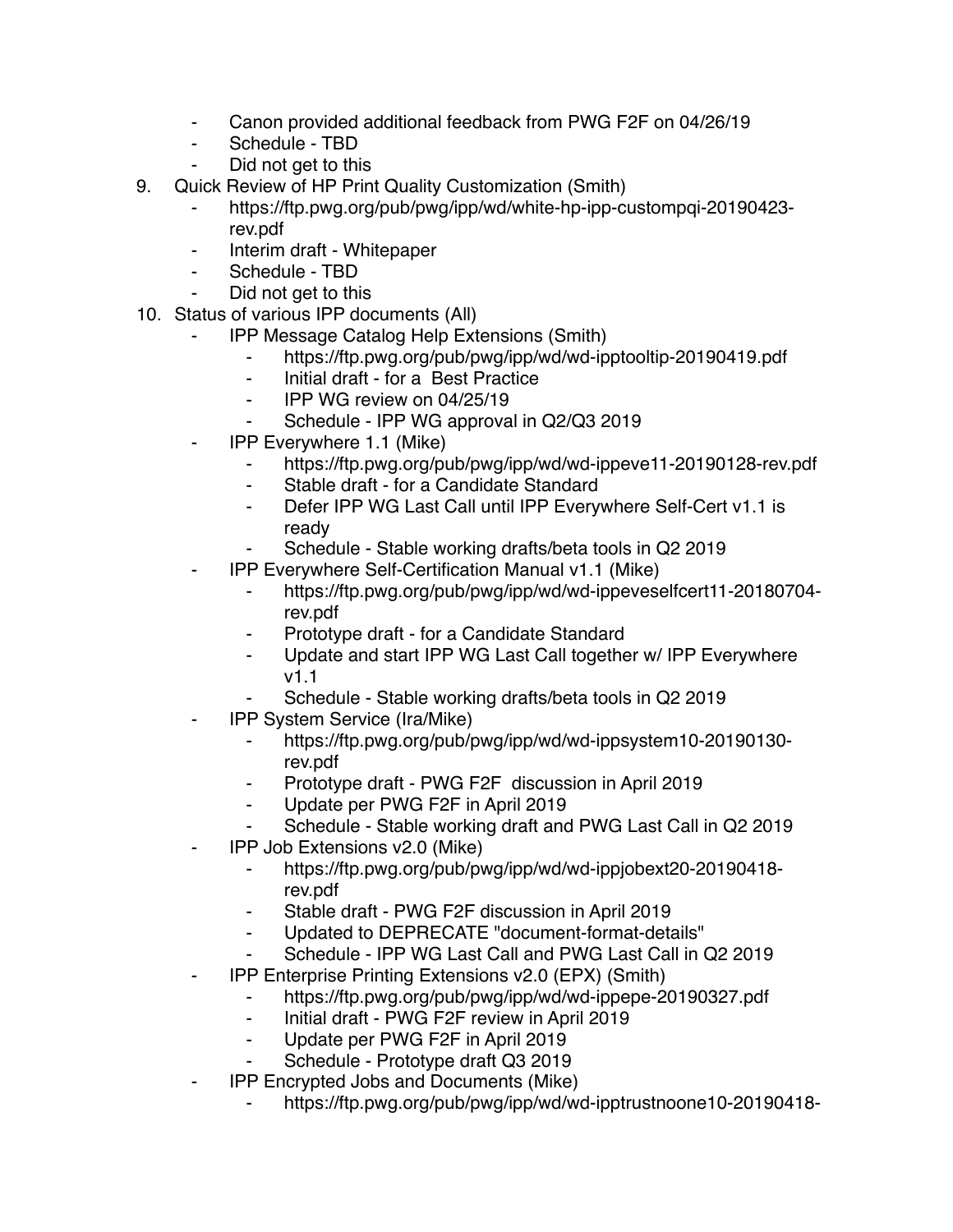- Canon provided additional feedback from PWG F2F on 04/26/19
- Schedule - TBD
- Did not get to this

9. Quick Review of HP Print Quality Customization (Smith)
    - https://ftp.pwg.org/pub/pwg/ipp/wd/white-hp-ipp-custompqi-20190423-rev.pdf
    - Interim draft - Whitepaper
    - Schedule - TBD
    - Did not get to this

10. Status of various IPP documents (All)
    - IPP Message Catalog Help Extensions (Smith)
        - https://ftp.pwg.org/pub/pwg/ipp/wd/wd-ipptooltip-20190419.pdf
        - Initial draft - for a Best Practice
        - IPP WG review on 04/25/19
        - Schedule - IPP WG approval in Q2/Q3 2019
    - IPP Everywhere 1.1 (Mike)
        - https://ftp.pwg.org/pub/pwg/ipp/wd/wd-ippeve11-20190128-rev.pdf
        - Stable draft - for a Candidate Standard
        - Defer IPP WG Last Call until IPP Everywhere Self-Cert v1.1 is ready
        - Schedule - Stable working drafts/beta tools in Q2 2019
    - IPP Everywhere Self-Certification Manual v1.1 (Mike)
        - https://ftp.pwg.org/pub/pwg/ipp/wd/wd-ippeveselfcert11-20180704-rev.pdf
        - Prototype draft - for a Candidate Standard
        - Update and start IPP WG Last Call together w/ IPP Everywhere v1.1
        - Schedule - Stable working drafts/beta tools in Q2 2019
    - IPP System Service (Ira/Mike)
        - https://ftp.pwg.org/pub/pwg/ipp/wd/wd-ippsystem10-20190130-rev.pdf
        - Prototype draft - PWG F2F discussion in April 2019
        - Update per PWG F2F in April 2019
        - Schedule - Stable working draft and PWG Last Call in Q2 2019
    - IPP Job Extensions v2.0 (Mike)
        - https://ftp.pwg.org/pub/pwg/ipp/wd/wd-ippjobext20-20190418-rev.pdf
        - Stable draft - PWG F2F discussion in April 2019
        - Updated to DEPRECATE "document-format-details"
        - Schedule - IPP WG Last Call and PWG Last Call in Q2 2019
    - IPP Enterprise Printing Extensions v2.0 (EPX) (Smith)
        - https://ftp.pwg.org/pub/pwg/ipp/wd/wd-ippepe-20190327.pdf
        - Initial draft - PWG F2F review in April 2019
        - Update per PWG F2F in April 2019
        - Schedule - Prototype draft Q3 2019
    - IPP Encrypted Jobs and Documents (Mike)
        - https://ftp.pwg.org/pub/pwg/ipp/wd/wd-ipptrustnoone10-20190418-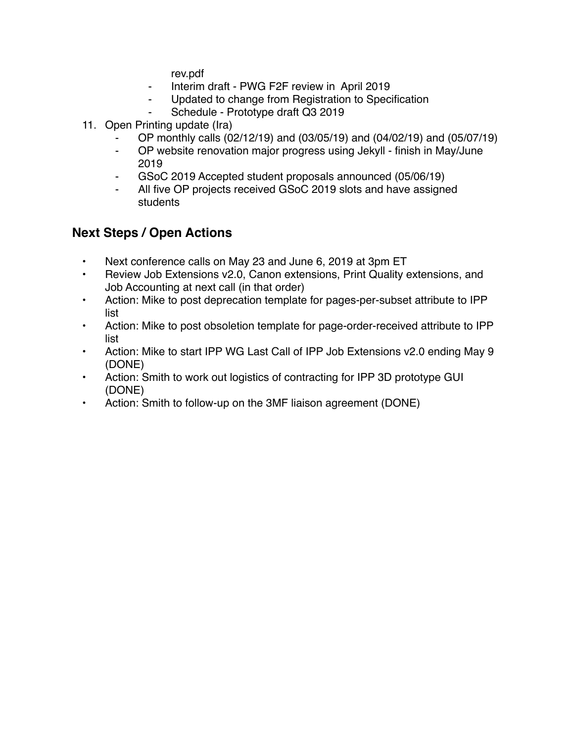rev.pdf
    - Interim draft - PWG F2F review in April 2019
    - Updated to change from Registration to Specification
    - Schedule - Prototype draft Q3 2019

11. Open Printing update (Ira)
    - OP monthly calls (02/12/19) and (03/05/19) and (04/02/19) and (05/07/19)
    - OP website renovation major progress using Jekyll - finish in May/June 2019
    - GSoC 2019 Accepted student proposals announced (05/06/19)
    - All five OP projects received GSoC 2019 slots and have assigned students

## Next Steps / Open Actions

- Next conference calls on May 23 and June 6, 2019 at 3pm ET
- Review Job Extensions v2.0, Canon extensions, Print Quality extensions, and Job Accounting at next call (in that order)
- Action: Mike to post deprecation template for pages-per-subset attribute to IPP list
- Action: Mike to post obsoletion template for page-order-received attribute to IPP list
- Action: Mike to start IPP WG Last Call of IPP Job Extensions v2.0 ending May 9 (DONE)
- Action: Smith to work out logistics of contracting for IPP 3D prototype GUI (DONE)
- Action: Smith to follow-up on the 3MF liaison agreement (DONE)